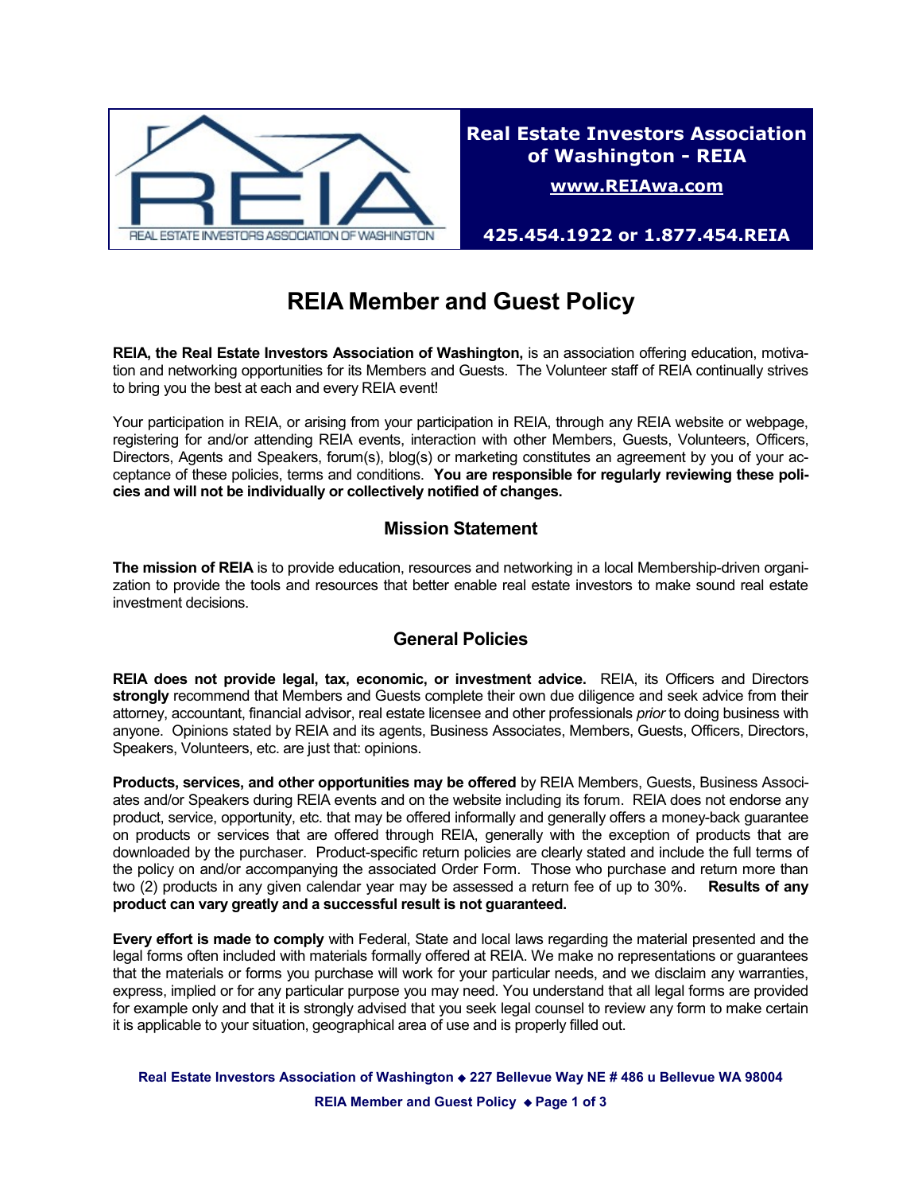**Real Estate Investors Association of Washington - REIA**

**www.REIAwa.com**

**425.454.1922 or 1.877.454.REIA**

# REIA Member and Guest Policy

**REIA, the Real Estate Investors Association of Washington,** is an association offering education, motivation and networking opportunities for its Members and Guests. The Volunteer staff of REIA continually strives to bring you the best at each and every REIA event!

Your participation in REIA, or arising from your participation in REIA, through any REIA website or webpage, registering for and/or attending REIA events, interaction with other Members, Guests, Volunteers, Officers, Directors, Agents and Speakers, forum(s), blog(s) or marketing constitutes an agreement by you of your acceptance of these policies, terms and conditions. **You are responsible for regularly reviewing these policies and will not be individually or collectively notified of changes.**

## Mission Statement

**The mission of REIA** is to provide education, resources and networking in a local Membership-driven organization to provide the tools and resources that better enable real estate investors to make sound real estate investment decisions.

## General Policies

**REIA does not provide legal, tax, economic, or investment advice.** REIA, its Officers and Directors **strongly** recommend that Members and Guests complete their own due diligence and seek advice from their attorney, accountant, financial advisor, real estate licensee and other professionals *prior* to doing business with anyone. Opinions stated by REIA and its agents, Business Associates, Members, Guests, Officers, Directors, Speakers, Volunteers, etc. are just that: opinions.

**Products, services, and other opportunities may be offered** by REIA Members, Guests, Business Associates and/or Speakers during REIA events and on the website including its forum. REIA does not endorse any product, service, opportunity, etc. that may be offered informally and generally offers a money-back guarantee on products or services that are offered through REIA, generally with the exception of products that are downloaded by the purchaser. Product-specific return policies are clearly stated and include the full terms of the policy on and/or accompanying the associated Order Form. Those who purchase and return more than two (2) products in any given calendar year may be assessed a return fee of up to 30%. **Results of any product can vary greatly and a successful result is not guaranteed.**

**Every effort is made to comply** with Federal, State and local laws regarding the material presented and the legal forms often included with materials formally offered at REIA. We make no representations or guarantees that the materials or forms you purchase will work for your particular needs, and we disclaim any warranties, express, implied or for any particular purpose you may need. You understand that all legal forms are provided for example only and that it is strongly advised that you seek legal counsel to review any form to make certain it is applicable to your situation, geographical area of use and is properly filled out.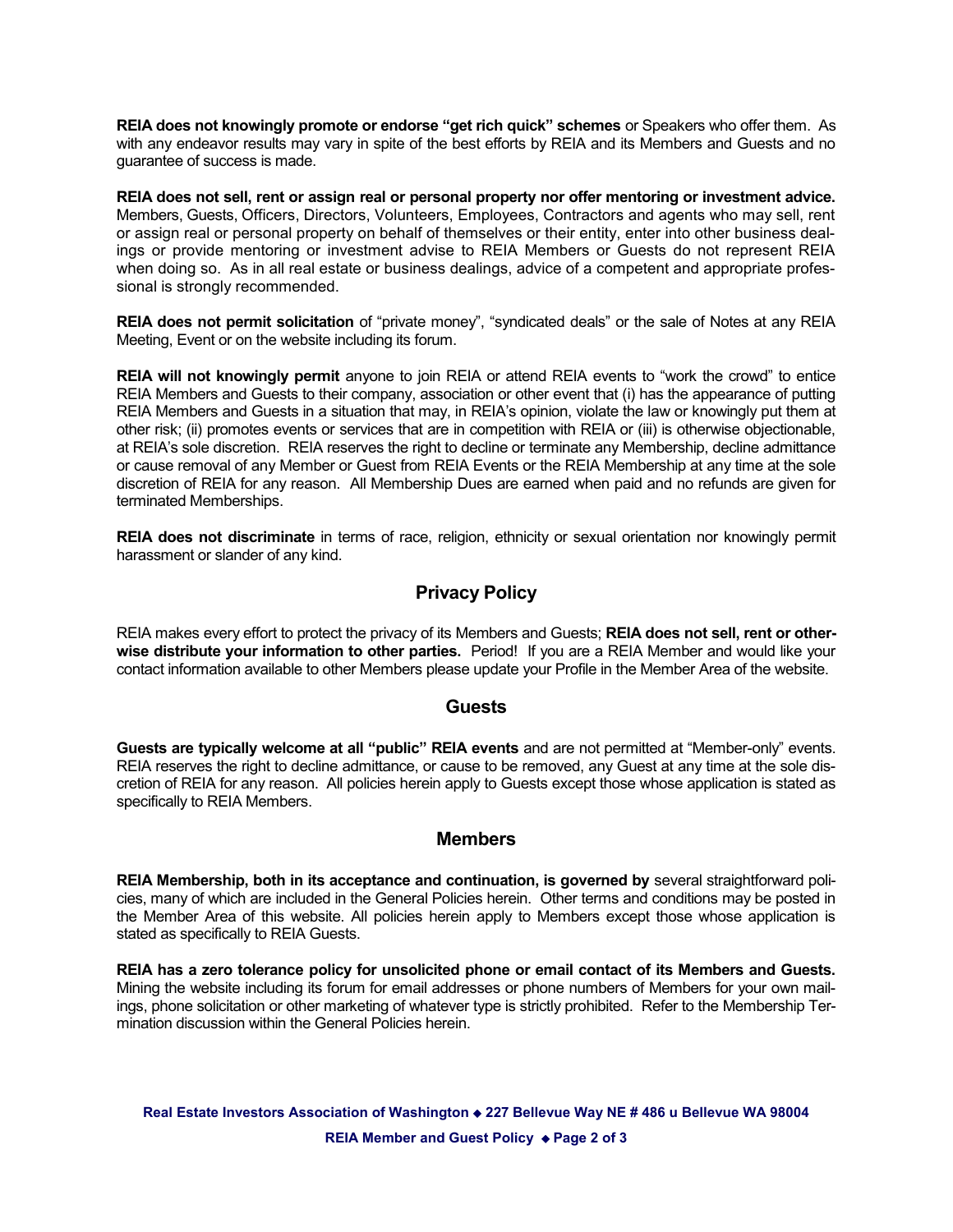**REIA does not knowingly promote or endorse "get rich quick" schemes** or Speakers who offer them. As with any endeavor results may vary in spite of the best efforts by REIA and its Members and Guests and no guarantee of success is made.

**REIA does not sell, rent or assign real or personal property nor offer mentoring or investment advice.** Members, Guests, Officers, Directors, Volunteers, Employees, Contractors and agents who may sell, rent or assign real or personal property on behalf of themselves or their entity, enter into other business dealings or provide mentoring or investment advise to REIA Members or Guests do not represent REIA when doing so. As in all real estate or business dealings, advice of a competent and appropriate professional is strongly recommended.

**REIA does not permit solicitation** of "private money", "syndicated deals" or the sale of Notes at any REIA Meeting, Event or on the website including its forum.

**REIA will not knowingly permit** anyone to join REIA or attend REIA events to "work the crowd" to entice REIA Members and Guests to their company, association or other event that (i) has the appearance of putting REIA Members and Guests in a situation that may, in REIA's opinion, violate the law or knowingly put them at other risk; (ii) promotes events or services that are in competition with REIA or (iii) is otherwise objectionable, at REIA's sole discretion. REIA reserves the right to decline or terminate any Membership, decline admittance or cause removal of any Member or Guest from REIA Events or the REIA Membership at any time at the sole discretion of REIA for any reason. All Membership Dues are earned when paid and no refunds are given for terminated Memberships.

**REIA does not discriminate** in terms of race, religion, ethnicity or sexual orientation nor knowingly permit harassment or slander of any kind.

## Privacy Policy

REIA makes every effort to protect the privacy of its Members and Guests; **REIA does not sell, rent or otherwise distribute your information to other parties.** Period! If you are a REIA Member and would like your contact information available to other Members please update your Profile in the Member Area of the website.

## Guests

**Guests are typically welcome at all "public" REIA events** and are not permitted at "Member-only" events. REIA reserves the right to decline admittance, or cause to be removed, any Guest at any time at the sole discretion of REIA for any reason. All policies herein apply to Guests except those whose application is stated as specifically to REIA Members.

## Members

**REIA Membership, both in its acceptance and continuation, is governed by** several straightforward policies, many of which are included in the General Policies herein. Other terms and conditions may be posted in the Member Area of this website. All policies herein apply to Members except those whose application is stated as specifically to REIA Guests.

**REIA has a zero tolerance policy for unsolicited phone or email contact of its Members and Guests.** Mining the website including its forum for email addresses or phone numbers of Members for your own mailings, phone solicitation or other marketing of whatever type is strictly prohibited. Refer to the Membership Termination discussion within the General Policies herein.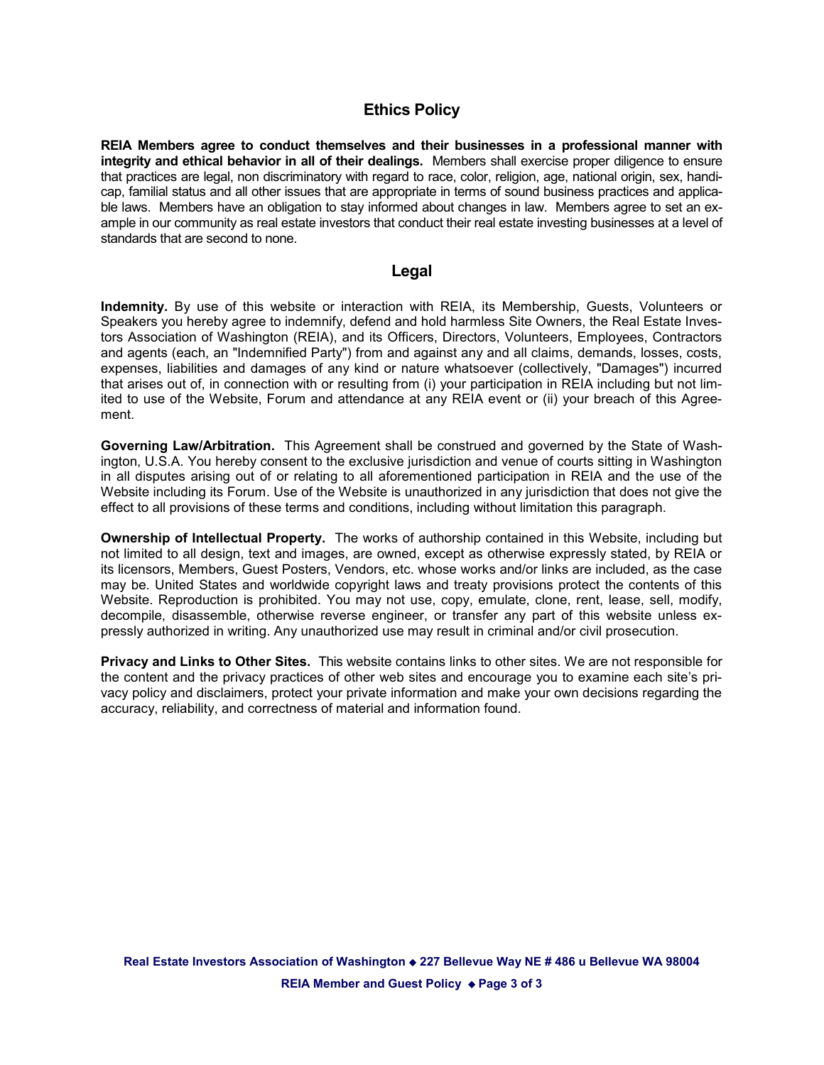## Ethics Policy

**REIA Members agree to conduct themselves and their businesses in a professional manner with integrity and ethical behavior in all of their dealings.** Members shall exercise proper diligence to ensure that practices are legal, non discriminatory with regard to race, color, religion, age, national origin, sex, handicap, familial status and all other issues that are appropriate in terms of sound business practices and applicable laws. Members have an obligation to stay informed about changes in law. Members agree to set an example in our community as real estate investors that conduct their real estate investing businesses at a level of standards that are second to none.

## Legal

**Indemnity.** By use of this website or interaction with REIA, its Membership, Guests, Volunteers or Speakers you hereby agree to indemnify, defend and hold harmless Site Owners, the Real Estate Investors Association of Washington (REIA), and its Officers, Directors, Volunteers, Employees, Contractors and agents (each, an "Indemnified Party") from and against any and all claims, demands, losses, costs, expenses, liabilities and damages of any kind or nature whatsoever (collectively, "Damages") incurred that arises out of, in connection with or resulting from (i) your participation in REIA including but not limited to use of the Website, Forum and attendance at any REIA event or (ii) your breach of this Agreement.

**Governing Law/Arbitration.** This Agreement shall be construed and governed by the State of Washington, U.S.A. You hereby consent to the exclusive jurisdiction and venue of courts sitting in Washington in all disputes arising out of or relating to all aforementioned participation in REIA and the use of the Website including its Forum. Use of the Website is unauthorized in any jurisdiction that does not give the effect to all provisions of these terms and conditions, including without limitation this paragraph.

**Ownership of Intellectual Property.** The works of authorship contained in this Website, including but not limited to all design, text and images, are owned, except as otherwise expressly stated, by REIA or its licensors, Members, Guest Posters, Vendors, etc. whose works and/or links are included, as the case may be. United States and worldwide copyright laws and treaty provisions protect the contents of this Website. Reproduction is prohibited. You may not use, copy, emulate, clone, rent, lease, sell, modify, decompile, disassemble, otherwise reverse engineer, or transfer any part of this website unless expressly authorized in writing. Any unauthorized use may result in criminal and/or civil prosecution.

**Privacy and Links to Other Sites.** This website contains links to other sites. We are not responsible for the content and the privacy practices of other web sites and encourage you to examine each site's privacy policy and disclaimers, protect your private information and make your own decisions regarding the accuracy, reliability, and correctness of material and information found.